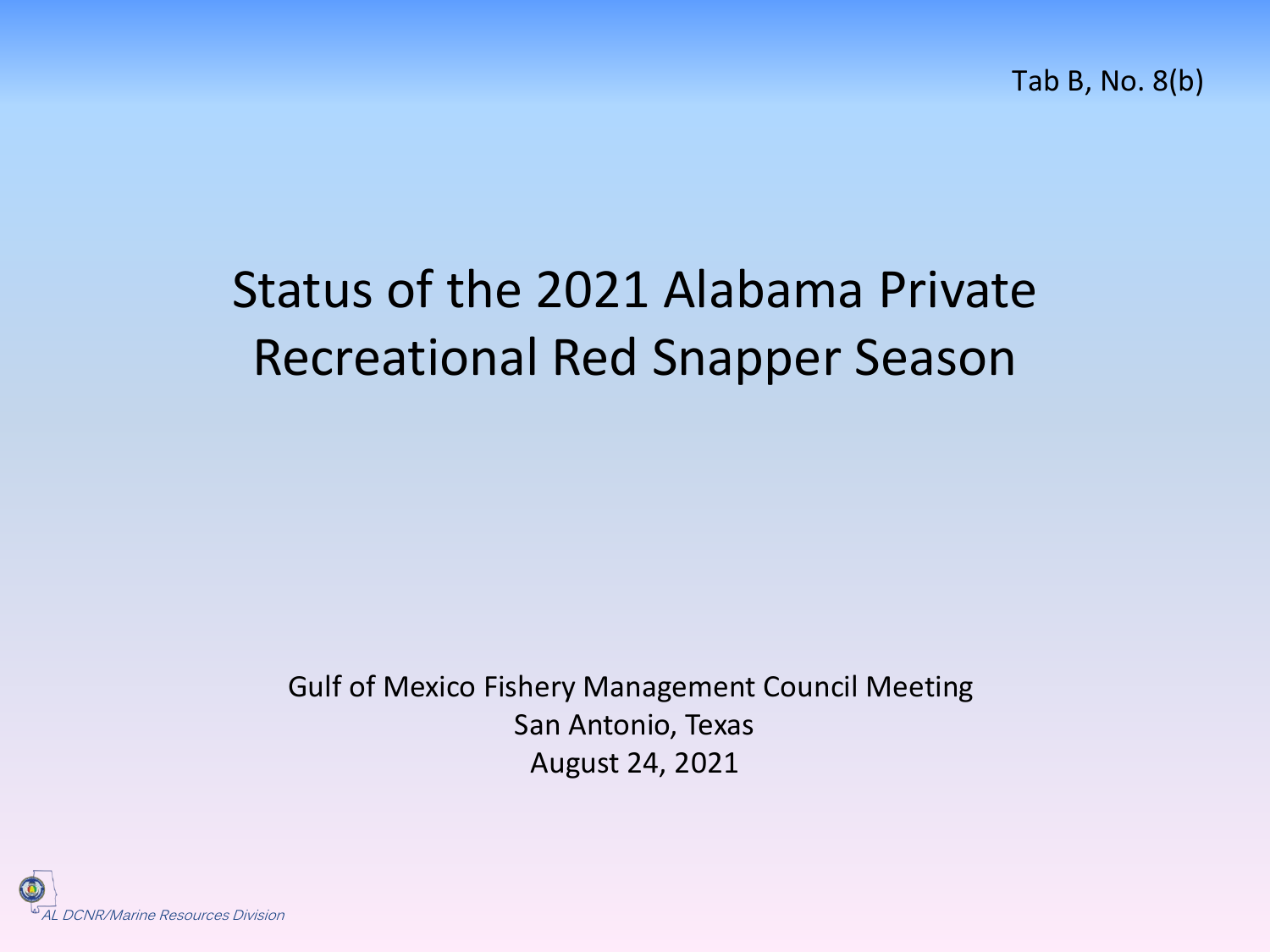Tab B, No. 8(b)

# Status of the 2021 Alabama Private Recreational Red Snapper Season

Gulf of Mexico Fishery Management Council Meeting
San Antonio, Texas
August 24, 2021

*AL DCNR/Marine Resources Division*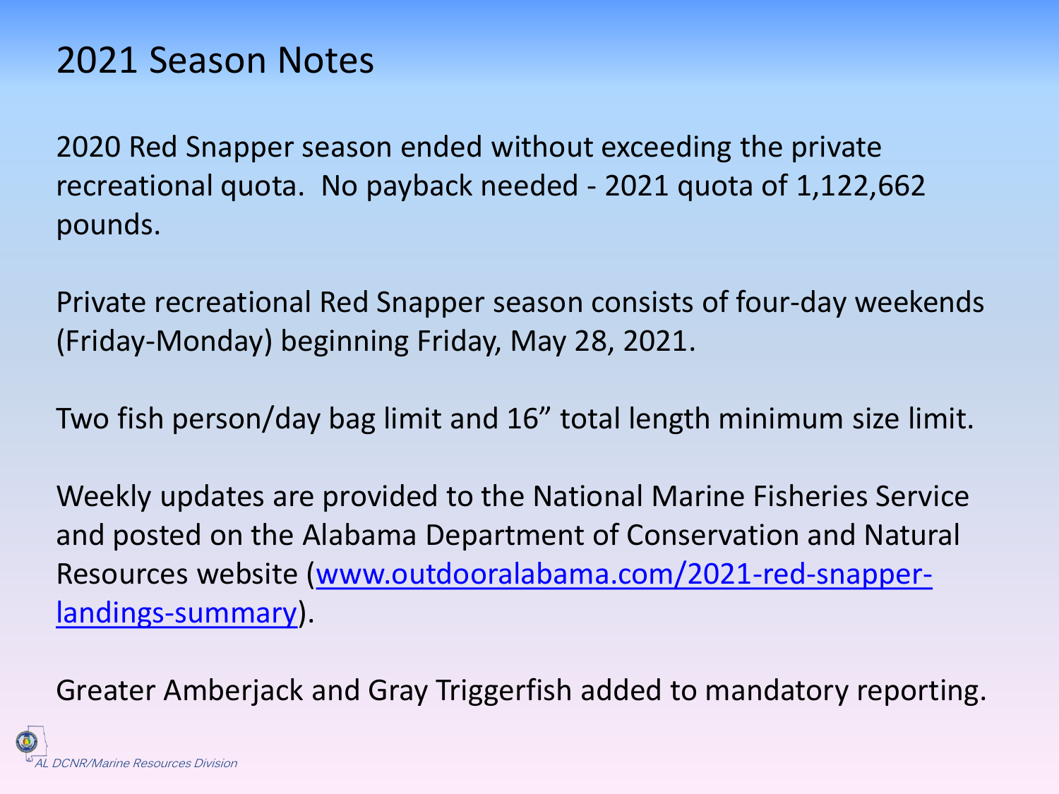# 2021 Season Notes

2020 Red Snapper season ended without exceeding the private recreational quota. No payback needed - 2021 quota of 1,122,662 pounds.

Private recreational Red Snapper season consists of four-day weekends (Friday-Monday) beginning Friday, May 28, 2021.

Two fish person/day bag limit and 16" total length minimum size limit.

Weekly updates are provided to the National Marine Fisheries Service and posted on the Alabama Department of Conservation and Natural Resources website ([www.outdooralabama.com/2021-red-snapper-landings-summary](www.outdooralabama.com/2021-red-snapper-landings-summary)).

Greater Amberjack and Gray Triggerfish added to mandatory reporting.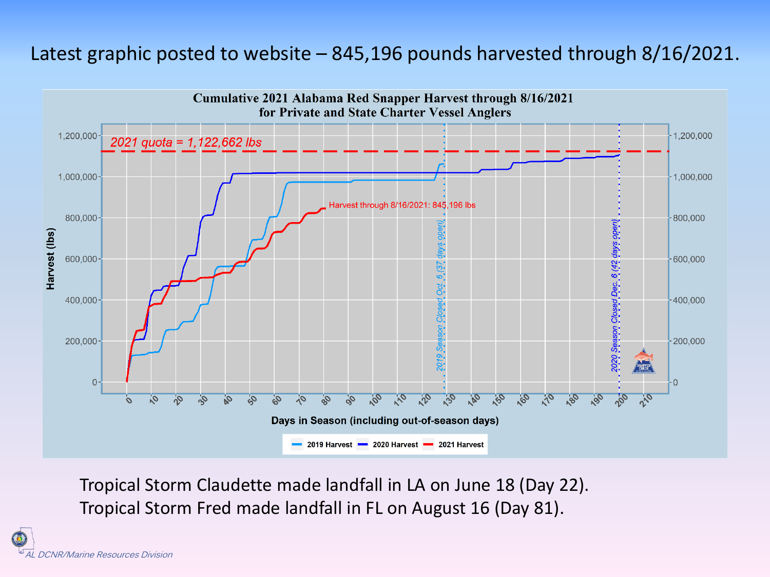# Latest graphic posted to website – 845,196 pounds harvested through 8/16/2021.

**Cumulative 2021 Alabama Red Snapper Harvest through 8/16/2021 for Private and State Charter Vessel Anglers**

Tropical Storm Claudette made landfall in LA on June 18 (Day 22).
Tropical Storm Fred made landfall in FL on August 16 (Day 81).

*AL DCNR/Marine Resources Division*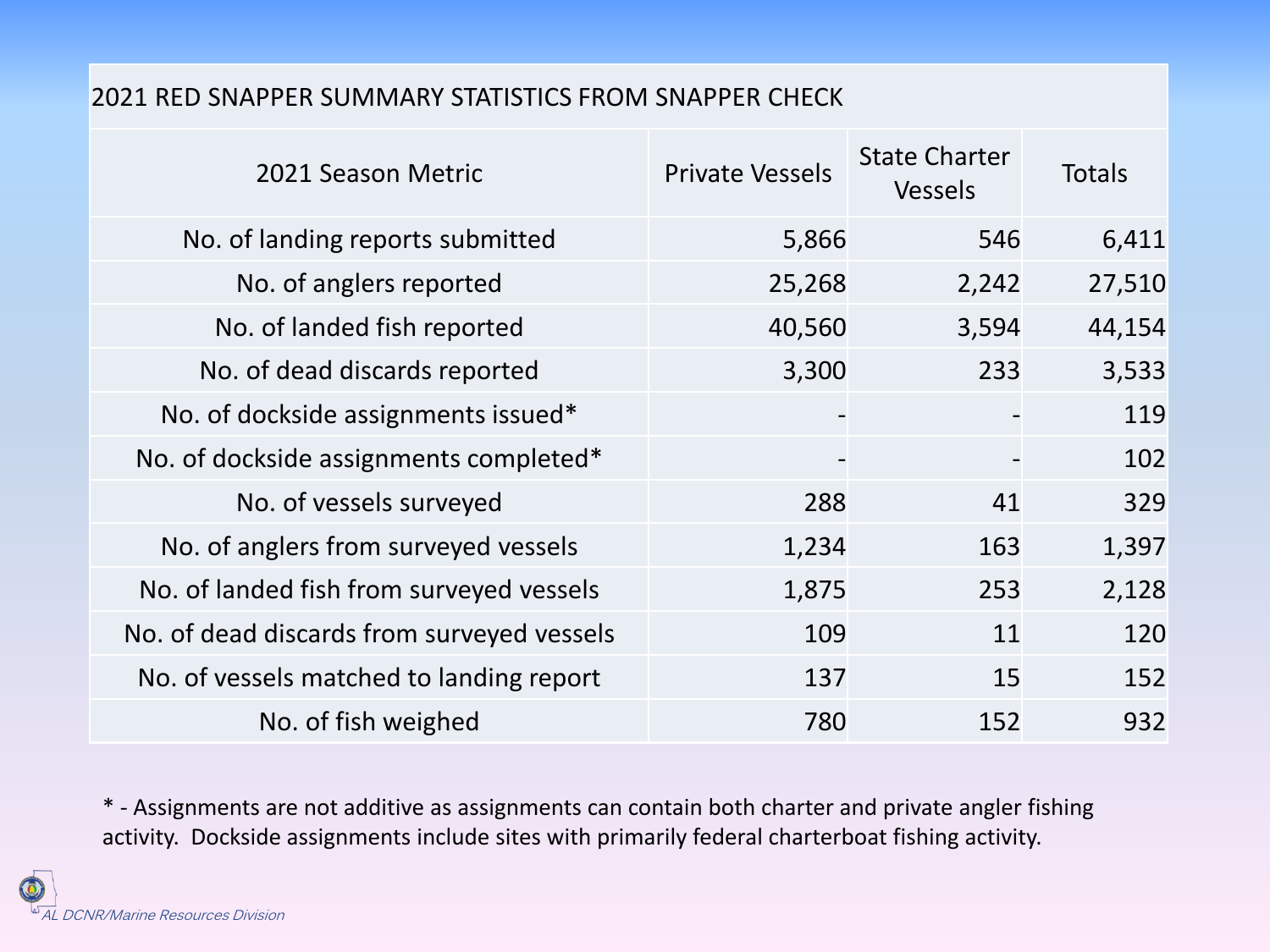## 2021 RED SNAPPER SUMMARY STATISTICS FROM SNAPPER CHECK

| 2021 Season Metric | Private Vessels | State Charter Vessels | Totals |
|---|---|---|---|
| No. of landing reports submitted | 5,866 | 546 | 6,411 |
| No. of anglers reported | 25,268 | 2,242 | 27,510 |
| No. of landed fish reported | 40,560 | 3,594 | 44,154 |
| No. of dead discards reported | 3,300 | 233 | 3,533 |
| No. of dockside assignments issued* | - | - | 119 |
| No. of dockside assignments completed* | - | - | 102 |
| No. of vessels surveyed | 288 | 41 | 329 |
| No. of anglers from surveyed vessels | 1,234 | 163 | 1,397 |
| No. of landed fish from surveyed vessels | 1,875 | 253 | 2,128 |
| No. of dead discards from surveyed vessels | 109 | 11 | 120 |
| No. of vessels matched to landing report | 137 | 15 | 152 |
| No. of fish weighed | 780 | 152 | 932 |

* - Assignments are not additive as assignments can contain both charter and private angler fishing activity. Dockside assignments include sites with primarily federal charterboat fishing activity.

*AL DCNR/Marine Resources Division*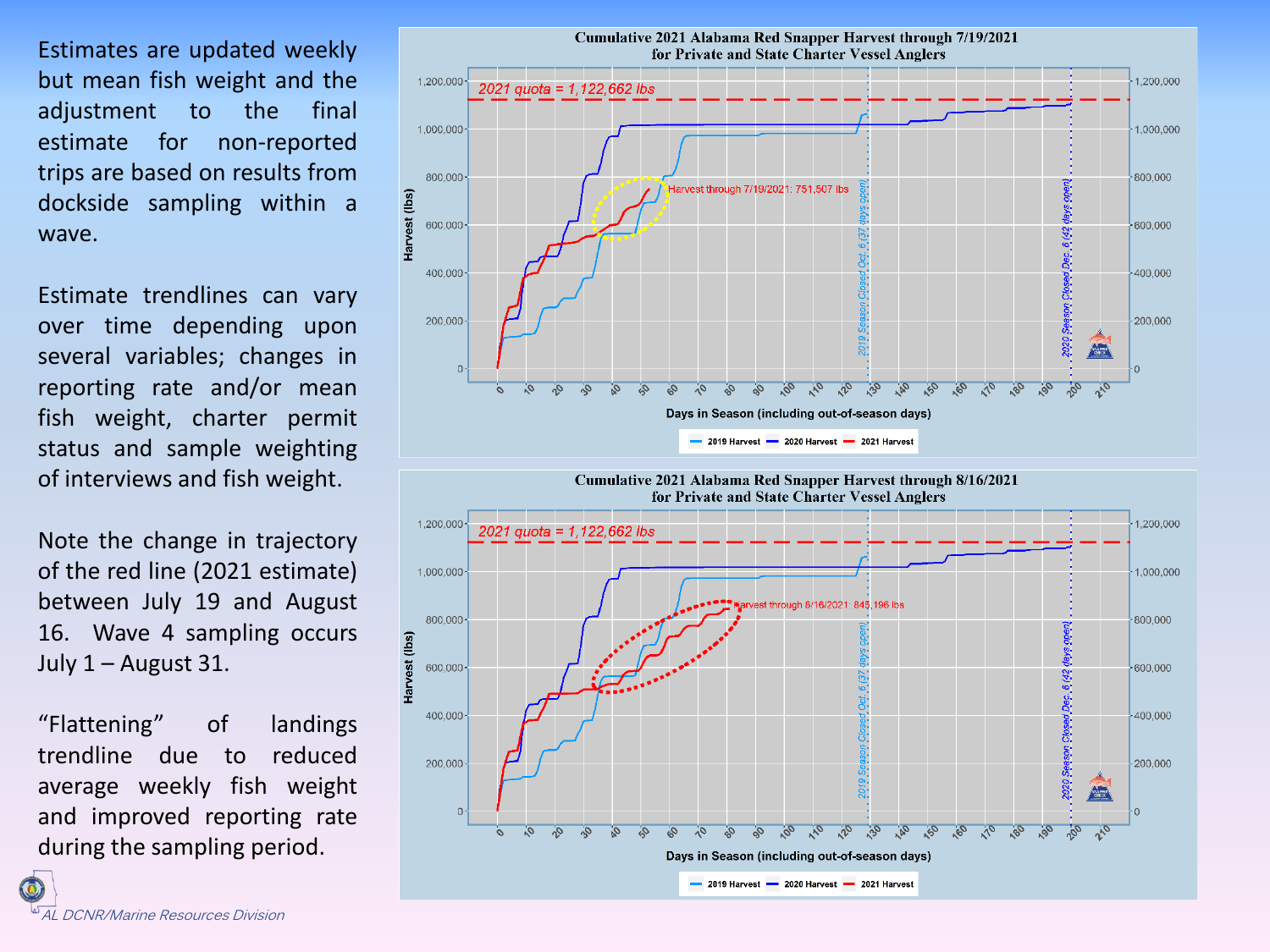Estimates are updated weekly but mean fish weight and the adjustment to the final estimate for non-reported trips are based on results from dockside sampling within a wave.

Estimate trendlines can vary over time depending upon several variables; changes in reporting rate and/or mean fish weight, charter permit status and sample weighting of interviews and fish weight.

Note the change in trajectory of the red line (2021 estimate) between July 19 and August 16. Wave 4 sampling occurs July 1 – August 31.

"Flattening" of landings trendline due to reduced average weekly fish weight and improved reporting rate during the sampling period.

**Cumulative 2021 Alabama Red Snapper Harvest through 7/19/2021 for Private and State Charter Vessel Anglers**

2021 quota = 1,122,662 lbs

Harvest through 7/19/2021: 751,507 lbs

2019 Season Closed Oct. 6 (37 days open)

2020 Season Closed Dec. 6 (42 days open)

Harvest (lbs)

Days in Season (including out-of-season days)

2019 Harvest | 2020 Harvest | 2021 Harvest

**Cumulative 2021 Alabama Red Snapper Harvest through 8/16/2021 for Private and State Charter Vessel Anglers**

2021 quota = 1,122,662 lbs

Harvest through 8/16/2021: 845,196 lbs

2019 Season Closed Oct. 6 (37 days open)

2020 Season Closed Dec. 6 (42 days open)

Harvest (lbs)

Days in Season (including out-of-season days)

2019 Harvest | 2020 Harvest | 2021 Harvest

AL DCNR/Marine Resources Division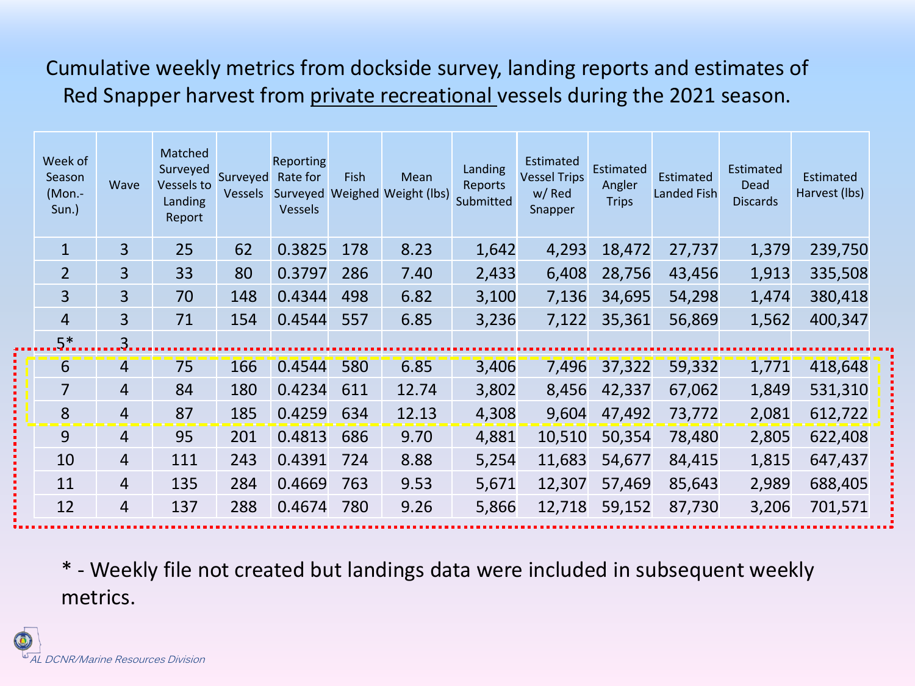Cumulative weekly metrics from dockside survey, landing reports and estimates of Red Snapper harvest from private recreational vessels during the 2021 season.

| Week of Season (Mon.-Sun.) | Wave | Matched Surveyed Vessels to Landing Report | Surveyed Vessels | Reporting Rate for Surveyed Vessels | Fish Weighed | Mean Weight (lbs) | Landing Reports Submitted | Estimated Vessel Trips w/ Red Snapper | Estimated Angler Trips | Estimated Landed Fish | Estimated Dead Discards | Estimated Harvest (lbs) |
|---|---|---|---|---|---|---|---|---|---|---|---|---|
| 1 | 3 | 25 | 62 | 0.3825 | 178 | 8.23 | 1,642 | 4,293 | 18,472 | 27,737 | 1,379 | 239,750 |
| 2 | 3 | 33 | 80 | 0.3797 | 286 | 7.40 | 2,433 | 6,408 | 28,756 | 43,456 | 1,913 | 335,508 |
| 3 | 3 | 70 | 148 | 0.4344 | 498 | 6.82 | 3,100 | 7,136 | 34,695 | 54,298 | 1,474 | 380,418 |
| 4 | 3 | 71 | 154 | 0.4544 | 557 | 6.85 | 3,236 | 7,122 | 35,361 | 56,869 | 1,562 | 400,347 |
| 5* | 3 | | | | | | | | | | | |
| 6 | 4 | 75 | 166 | 0.4544 | 580 | 6.85 | 3,406 | 7,496 | 37,322 | 59,332 | 1,771 | 418,648 |
| 7 | 4 | 84 | 180 | 0.4234 | 611 | 12.74 | 3,802 | 8,456 | 42,337 | 67,062 | 1,849 | 531,310 |
| 8 | 4 | 87 | 185 | 0.4259 | 634 | 12.13 | 4,308 | 9,604 | 47,492 | 73,772 | 2,081 | 612,722 |
| 9 | 4 | 95 | 201 | 0.4813 | 686 | 9.70 | 4,881 | 10,510 | 50,354 | 78,480 | 2,805 | 622,408 |
| 10 | 4 | 111 | 243 | 0.4391 | 724 | 8.88 | 5,254 | 11,683 | 54,677 | 84,415 | 1,815 | 647,437 |
| 11 | 4 | 135 | 284 | 0.4669 | 763 | 9.53 | 5,671 | 12,307 | 57,469 | 85,643 | 2,989 | 688,405 |
| 12 | 4 | 137 | 288 | 0.4674 | 780 | 9.26 | 5,866 | 12,718 | 59,152 | 87,730 | 3,206 | 701,571 |

\* - Weekly file not created but landings data were included in subsequent weekly metrics.

*AL DCNR/Marine Resources Division*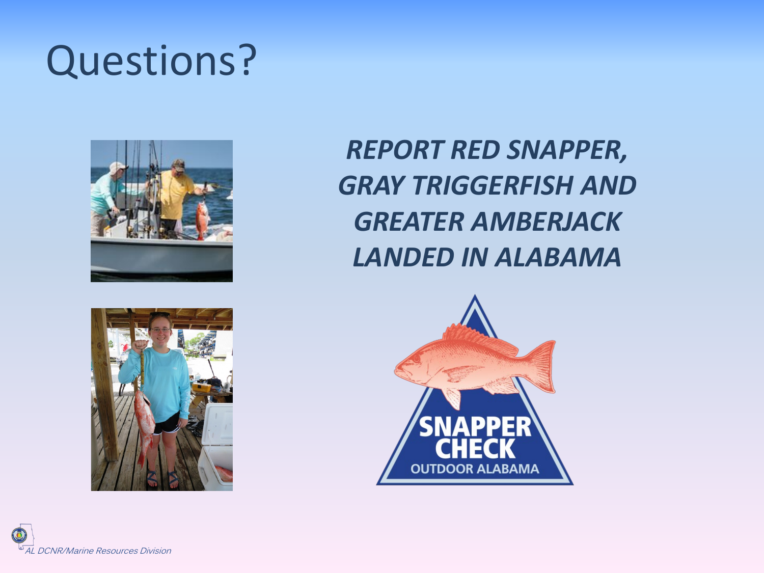# Questions?

***REPORT RED SNAPPER, GRAY TRIGGERFISH AND GREATER AMBERJACK LANDED IN ALABAMA***

SNAPPER CHECK

OUTDOOR ALABAMA

*AL DCNR/Marine Resources Division*